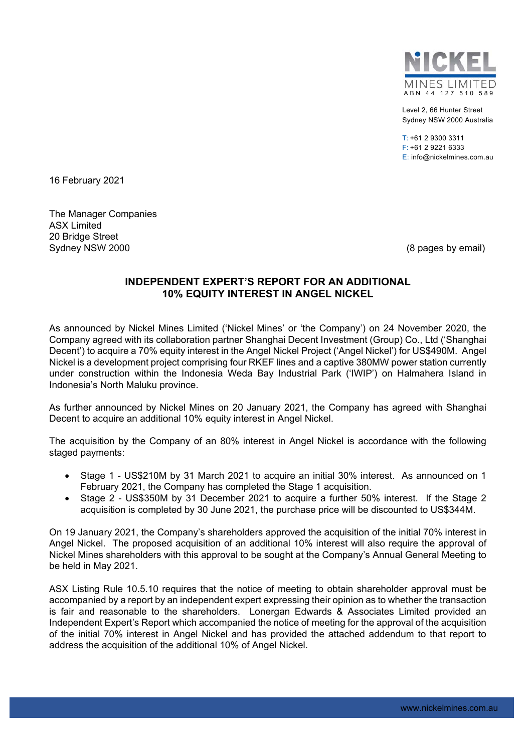NICKEL MINES LIMITED
ABN 44 127 510 589

Level 2, 66 Hunter Street
Sydney NSW 2000 Australia

T: +61 2 9300 3311
F: +61 2 9221 6333
E: info@nickelmines.com.au

16 February 2021

The Manager Companies
ASX Limited
20 Bridge Street
Sydney NSW 2000

(8 pages by email)

## INDEPENDENT EXPERT'S REPORT FOR AN ADDITIONAL 10% EQUITY INTEREST IN ANGEL NICKEL

As announced by Nickel Mines Limited ('Nickel Mines' or 'the Company') on 24 November 2020, the Company agreed with its collaboration partner Shanghai Decent Investment (Group) Co., Ltd ('Shanghai Decent') to acquire a 70% equity interest in the Angel Nickel Project ('Angel Nickel') for US$490M. Angel Nickel is a development project comprising four RKEF lines and a captive 380MW power station currently under construction within the Indonesia Weda Bay Industrial Park ('IWIP') on Halmahera Island in Indonesia's North Maluku province.

As further announced by Nickel Mines on 20 January 2021, the Company has agreed with Shanghai Decent to acquire an additional 10% equity interest in Angel Nickel.

The acquisition by the Company of an 80% interest in Angel Nickel is accordance with the following staged payments:

- Stage 1 - US$210M by 31 March 2021 to acquire an initial 30% interest. As announced on 1 February 2021, the Company has completed the Stage 1 acquisition.
- Stage 2 - US$350M by 31 December 2021 to acquire a further 50% interest. If the Stage 2 acquisition is completed by 30 June 2021, the purchase price will be discounted to US$344M.

On 19 January 2021, the Company's shareholders approved the acquisition of the initial 70% interest in Angel Nickel. The proposed acquisition of an additional 10% interest will also require the approval of Nickel Mines shareholders with this approval to be sought at the Company's Annual General Meeting to be held in May 2021.

ASX Listing Rule 10.5.10 requires that the notice of meeting to obtain shareholder approval must be accompanied by a report by an independent expert expressing their opinion as to whether the transaction is fair and reasonable to the shareholders. Lonergan Edwards & Associates Limited provided an Independent Expert's Report which accompanied the notice of meeting for the approval of the acquisition of the initial 70% interest in Angel Nickel and has provided the attached addendum to that report to address the acquisition of the additional 10% of Angel Nickel.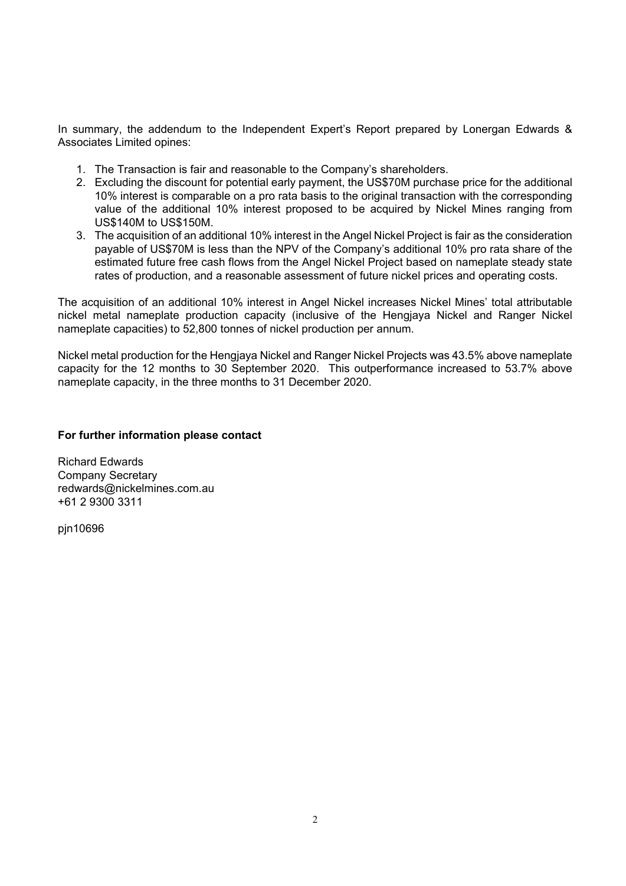In summary, the addendum to the Independent Expert's Report prepared by Lonergan Edwards & Associates Limited opines:

1. The Transaction is fair and reasonable to the Company's shareholders.
2. Excluding the discount for potential early payment, the US$70M purchase price for the additional 10% interest is comparable on a pro rata basis to the original transaction with the corresponding value of the additional 10% interest proposed to be acquired by Nickel Mines ranging from US$140M to US$150M.
3. The acquisition of an additional 10% interest in the Angel Nickel Project is fair as the consideration payable of US$70M is less than the NPV of the Company's additional 10% pro rata share of the estimated future free cash flows from the Angel Nickel Project based on nameplate steady state rates of production, and a reasonable assessment of future nickel prices and operating costs.

The acquisition of an additional 10% interest in Angel Nickel increases Nickel Mines' total attributable nickel metal nameplate production capacity (inclusive of the Hengjaya Nickel and Ranger Nickel nameplate capacities) to 52,800 tonnes of nickel production per annum.

Nickel metal production for the Hengjaya Nickel and Ranger Nickel Projects was 43.5% above nameplate capacity for the 12 months to 30 September 2020. This outperformance increased to 53.7% above nameplate capacity, in the three months to 31 December 2020.

**For further information please contact**

Richard Edwards
Company Secretary
redwards@nickelmines.com.au
+61 2 9300 3311

pjn10696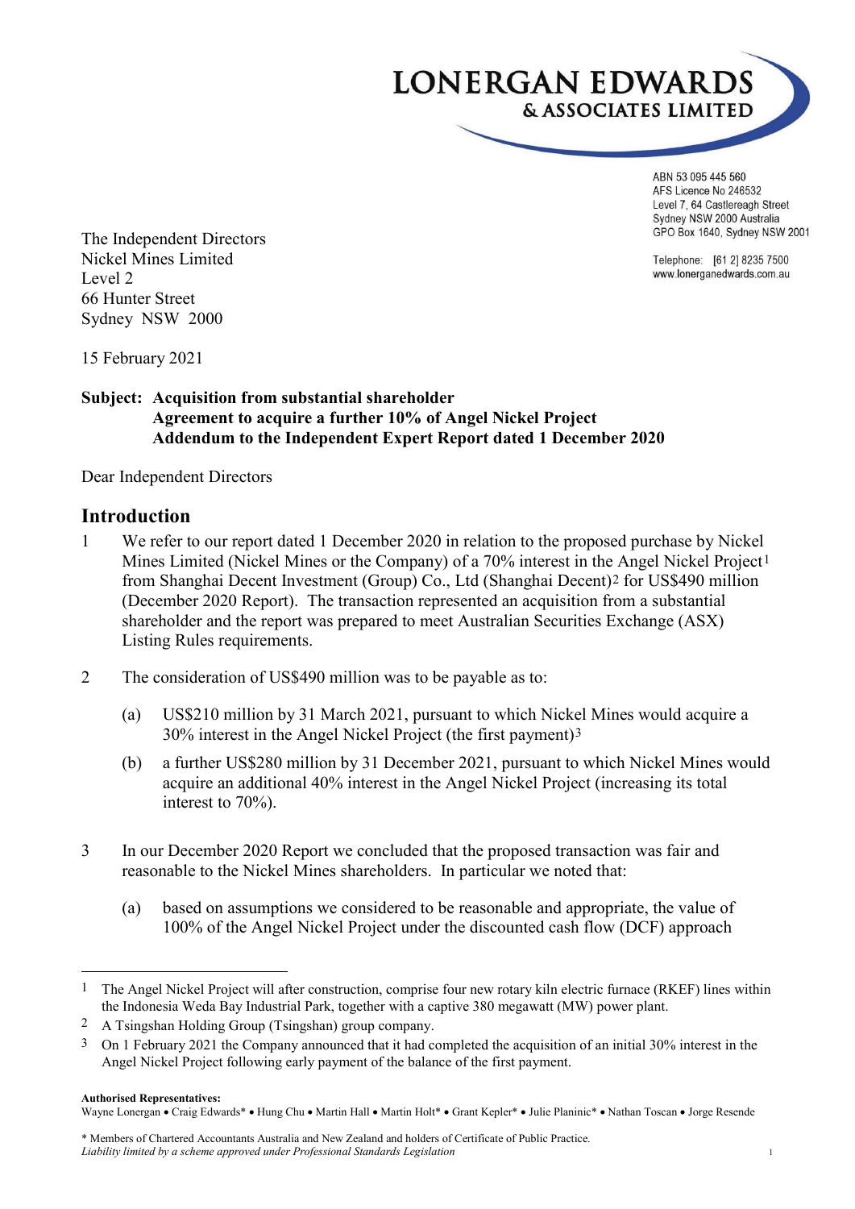LONERGAN EDWARDS
& ASSOCIATES LIMITED

ABN 53 095 445 560
AFS Licence No 246532
Level 7, 64 Castlereagh Street
Sydney NSW 2000 Australia
GPO Box 1640, Sydney NSW 2001

Telephone: [61 2] 8235 7500
www.lonerganedwards.com.au

The Independent Directors
Nickel Mines Limited
Level 2
66 Hunter Street
Sydney NSW 2000

15 February 2021

**Subject: Acquisition from substantial shareholder**
**Agreement to acquire a further 10% of Angel Nickel Project**
**Addendum to the Independent Expert Report dated 1 December 2020**

Dear Independent Directors

## Introduction

1. We refer to our report dated 1 December 2020 in relation to the proposed purchase by Nickel Mines Limited (Nickel Mines or the Company) of a 70% interest in the Angel Nickel Project[1] from Shanghai Decent Investment (Group) Co., Ltd (Shanghai Decent)[2] for US$490 million (December 2020 Report). The transaction represented an acquisition from a substantial shareholder and the report was prepared to meet Australian Securities Exchange (ASX) Listing Rules requirements.

2. The consideration of US$490 million was to be payable as to:

   (a) US$210 million by 31 March 2021, pursuant to which Nickel Mines would acquire a 30% interest in the Angel Nickel Project (the first payment)[3]

   (b) a further US$280 million by 31 December 2021, pursuant to which Nickel Mines would acquire an additional 40% interest in the Angel Nickel Project (increasing its total interest to 70%).

3. In our December 2020 Report we concluded that the proposed transaction was fair and reasonable to the Nickel Mines shareholders. In particular we noted that:

   (a) based on assumptions we considered to be reasonable and appropriate, the value of 100% of the Angel Nickel Project under the discounted cash flow (DCF) approach

---

1 The Angel Nickel Project will after construction, comprise four new rotary kiln electric furnace (RKEF) lines within the Indonesia Weda Bay Industrial Park, together with a captive 380 megawatt (MW) power plant.

2 A Tsingshan Holding Group (Tsingshan) group company.

3 On 1 February 2021 the Company announced that it had completed the acquisition of an initial 30% interest in the Angel Nickel Project following early payment of the balance of the first payment.

**Authorised Representatives:**
Wayne Lonergan • Craig Edwards* • Hung Chu • Martin Hall • Martin Holt* • Grant Kepler* • Julie Planinic* • Nathan Toscan • Jorge Resende

\* Members of Chartered Accountants Australia and New Zealand and holders of Certificate of Public Practice.
*Liability limited by a scheme approved under Professional Standards Legislation*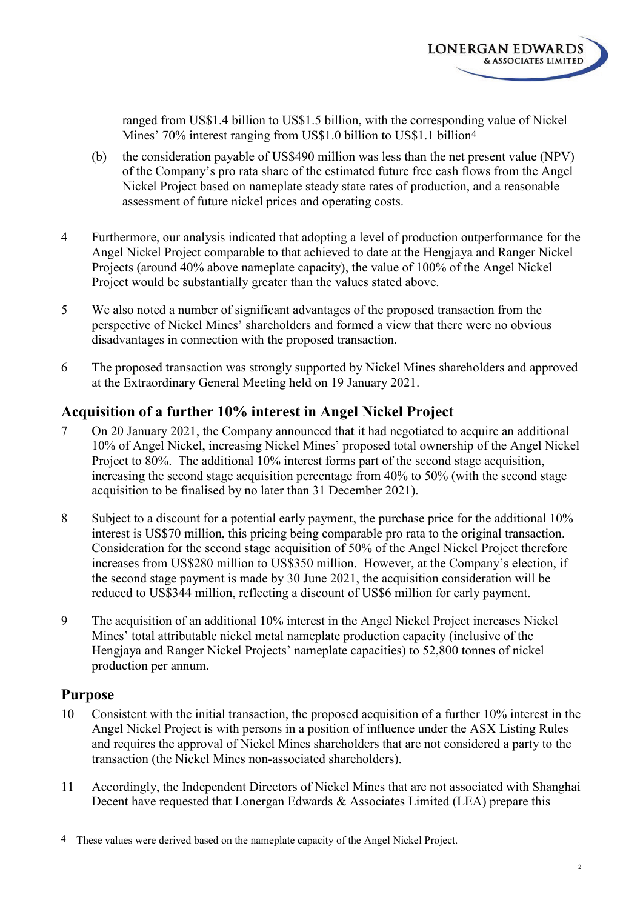ranged from US$1.4 billion to US$1.5 billion, with the corresponding value of Nickel Mines' 70% interest ranging from US$1.0 billion to US$1.1 billion[4]

(b) the consideration payable of US$490 million was less than the net present value (NPV) of the Company's pro rata share of the estimated future free cash flows from the Angel Nickel Project based on nameplate steady state rates of production, and a reasonable assessment of future nickel prices and operating costs.

4 Furthermore, our analysis indicated that adopting a level of production outperformance for the Angel Nickel Project comparable to that achieved to date at the Hengjaya and Ranger Nickel Projects (around 40% above nameplate capacity), the value of 100% of the Angel Nickel Project would be substantially greater than the values stated above.

5 We also noted a number of significant advantages of the proposed transaction from the perspective of Nickel Mines' shareholders and formed a view that there were no obvious disadvantages in connection with the proposed transaction.

6 The proposed transaction was strongly supported by Nickel Mines shareholders and approved at the Extraordinary General Meeting held on 19 January 2021.

## Acquisition of a further 10% interest in Angel Nickel Project

7 On 20 January 2021, the Company announced that it had negotiated to acquire an additional 10% of Angel Nickel, increasing Nickel Mines' proposed total ownership of the Angel Nickel Project to 80%. The additional 10% interest forms part of the second stage acquisition, increasing the second stage acquisition percentage from 40% to 50% (with the second stage acquisition to be finalised by no later than 31 December 2021).

8 Subject to a discount for a potential early payment, the purchase price for the additional 10% interest is US$70 million, this pricing being comparable pro rata to the original transaction. Consideration for the second stage acquisition of 50% of the Angel Nickel Project therefore increases from US$280 million to US$350 million. However, at the Company's election, if the second stage payment is made by 30 June 2021, the acquisition consideration will be reduced to US$344 million, reflecting a discount of US$6 million for early payment.

9 The acquisition of an additional 10% interest in the Angel Nickel Project increases Nickel Mines' total attributable nickel metal nameplate production capacity (inclusive of the Hengjaya and Ranger Nickel Projects' nameplate capacities) to 52,800 tonnes of nickel production per annum.

## Purpose

10 Consistent with the initial transaction, the proposed acquisition of a further 10% interest in the Angel Nickel Project is with persons in a position of influence under the ASX Listing Rules and requires the approval of Nickel Mines shareholders that are not considered a party to the transaction (the Nickel Mines non-associated shareholders).

11 Accordingly, the Independent Directors of Nickel Mines that are not associated with Shanghai Decent have requested that Lonergan Edwards & Associates Limited (LEA) prepare this

---

[4] These values were derived based on the nameplate capacity of the Angel Nickel Project.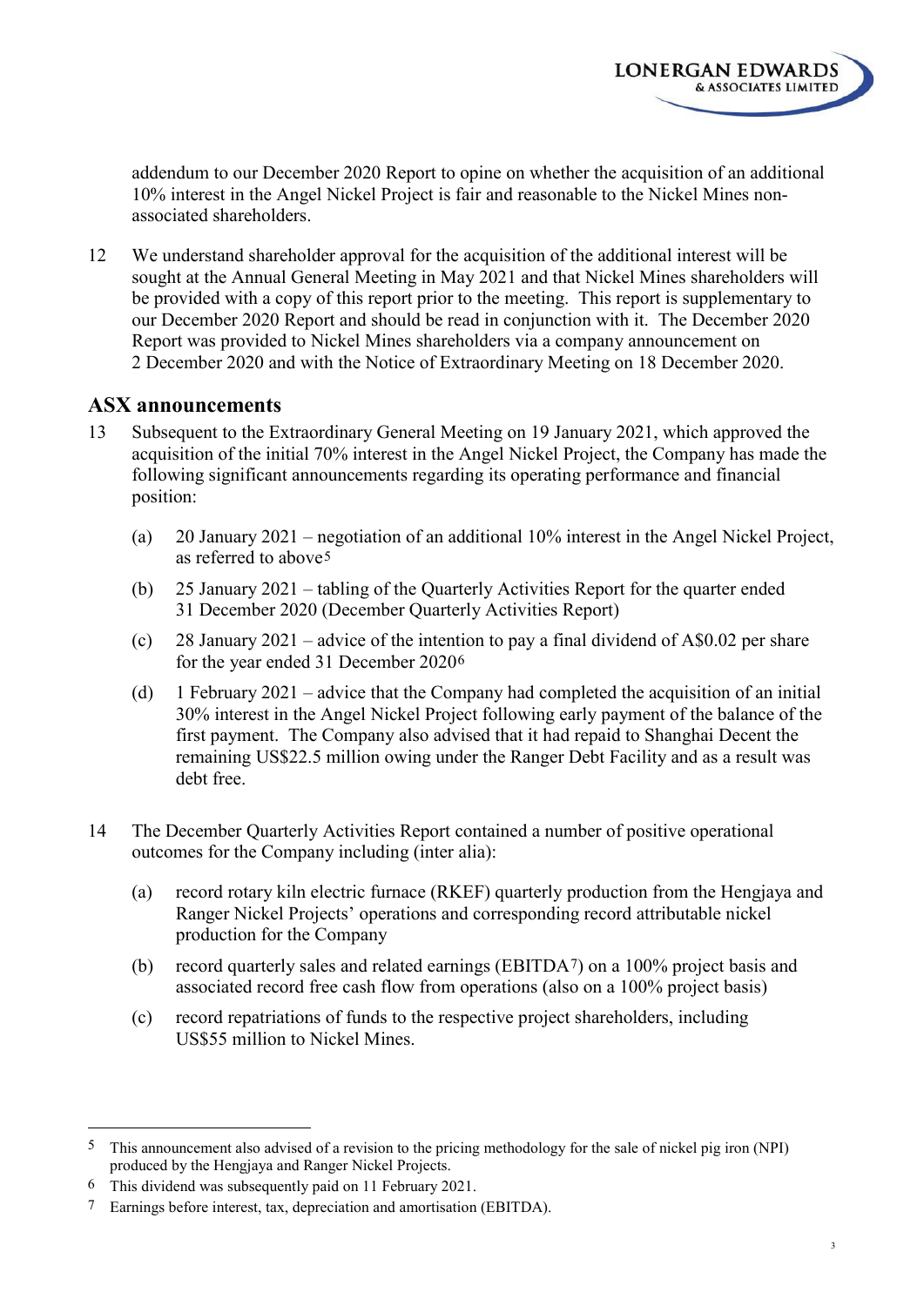addendum to our December 2020 Report to opine on whether the acquisition of an additional 10% interest in the Angel Nickel Project is fair and reasonable to the Nickel Mines non-associated shareholders.

12 We understand shareholder approval for the acquisition of the additional interest will be sought at the Annual General Meeting in May 2021 and that Nickel Mines shareholders will be provided with a copy of this report prior to the meeting. This report is supplementary to our December 2020 Report and should be read in conjunction with it. The December 2020 Report was provided to Nickel Mines shareholders via a company announcement on 2 December 2020 and with the Notice of Extraordinary Meeting on 18 December 2020.

## ASX announcements

13 Subsequent to the Extraordinary General Meeting on 19 January 2021, which approved the acquisition of the initial 70% interest in the Angel Nickel Project, the Company has made the following significant announcements regarding its operating performance and financial position:

(a) 20 January 2021 – negotiation of an additional 10% interest in the Angel Nickel Project, as referred to above[5]

(b) 25 January 2021 – tabling of the Quarterly Activities Report for the quarter ended 31 December 2020 (December Quarterly Activities Report)

(c) 28 January 2021 – advice of the intention to pay a final dividend of A$0.02 per share for the year ended 31 December 2020[6]

(d) 1 February 2021 – advice that the Company had completed the acquisition of an initial 30% interest in the Angel Nickel Project following early payment of the balance of the first payment. The Company also advised that it had repaid to Shanghai Decent the remaining US$22.5 million owing under the Ranger Debt Facility and as a result was debt free.

14 The December Quarterly Activities Report contained a number of positive operational outcomes for the Company including (inter alia):

(a) record rotary kiln electric furnace (RKEF) quarterly production from the Hengjaya and Ranger Nickel Projects' operations and corresponding record attributable nickel production for the Company

(b) record quarterly sales and related earnings (EBITDA[7]) on a 100% project basis and associated record free cash flow from operations (also on a 100% project basis)

(c) record repatriations of funds to the respective project shareholders, including US$55 million to Nickel Mines.

---

[5] This announcement also advised of a revision to the pricing methodology for the sale of nickel pig iron (NPI) produced by the Hengjaya and Ranger Nickel Projects.

[6] This dividend was subsequently paid on 11 February 2021.

[7] Earnings before interest, tax, depreciation and amortisation (EBITDA).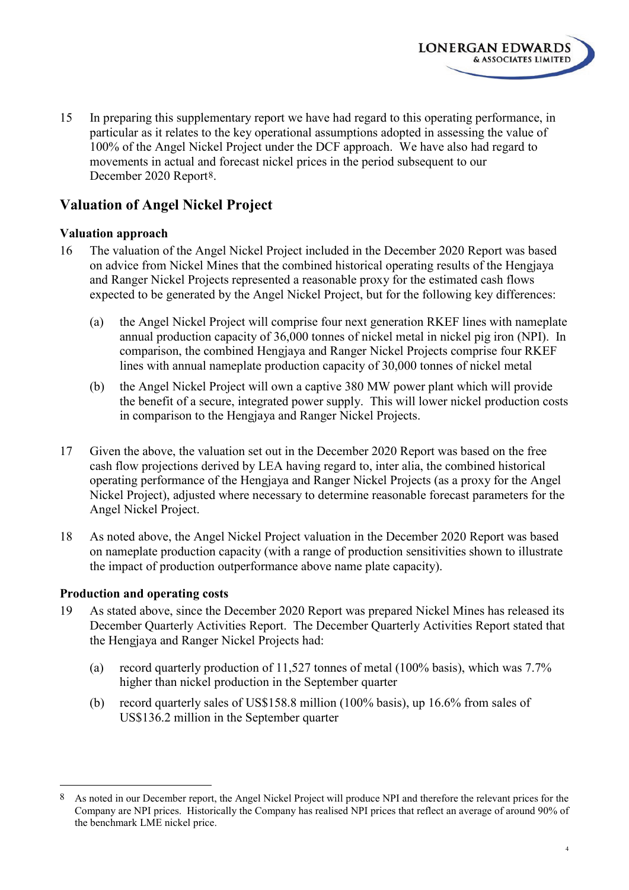15 In preparing this supplementary report we have had regard to this operating performance, in particular as it relates to the key operational assumptions adopted in assessing the value of 100% of the Angel Nickel Project under the DCF approach. We have also had regard to movements in actual and forecast nickel prices in the period subsequent to our December 2020 Report[8].

## Valuation of Angel Nickel Project

### Valuation approach

16 The valuation of the Angel Nickel Project included in the December 2020 Report was based on advice from Nickel Mines that the combined historical operating results of the Hengjaya and Ranger Nickel Projects represented a reasonable proxy for the estimated cash flows expected to be generated by the Angel Nickel Project, but for the following key differences:

(a) the Angel Nickel Project will comprise four next generation RKEF lines with nameplate annual production capacity of 36,000 tonnes of nickel metal in nickel pig iron (NPI). In comparison, the combined Hengjaya and Ranger Nickel Projects comprise four RKEF lines with annual nameplate production capacity of 30,000 tonnes of nickel metal

(b) the Angel Nickel Project will own a captive 380 MW power plant which will provide the benefit of a secure, integrated power supply. This will lower nickel production costs in comparison to the Hengjaya and Ranger Nickel Projects.

17 Given the above, the valuation set out in the December 2020 Report was based on the free cash flow projections derived by LEA having regard to, inter alia, the combined historical operating performance of the Hengjaya and Ranger Nickel Projects (as a proxy for the Angel Nickel Project), adjusted where necessary to determine reasonable forecast parameters for the Angel Nickel Project.

18 As noted above, the Angel Nickel Project valuation in the December 2020 Report was based on nameplate production capacity (with a range of production sensitivities shown to illustrate the impact of production outperformance above name plate capacity).

### Production and operating costs

19 As stated above, since the December 2020 Report was prepared Nickel Mines has released its December Quarterly Activities Report. The December Quarterly Activities Report stated that the Hengjaya and Ranger Nickel Projects had:

(a) record quarterly production of 11,527 tonnes of metal (100% basis), which was 7.7% higher than nickel production in the September quarter

(b) record quarterly sales of US$158.8 million (100% basis), up 16.6% from sales of US$136.2 million in the September quarter

---

[8] As noted in our December report, the Angel Nickel Project will produce NPI and therefore the relevant prices for the Company are NPI prices. Historically the Company has realised NPI prices that reflect an average of around 90% of the benchmark LME nickel price.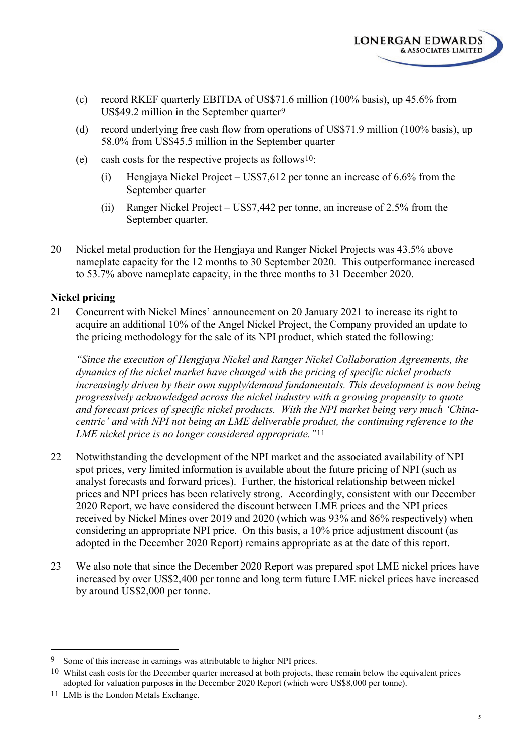(c) record RKEF quarterly EBITDA of US$71.6 million (100% basis), up 45.6% from US$49.2 million in the September quarter[9]

(d) record underlying free cash flow from operations of US$71.9 million (100% basis), up 58.0% from US$45.5 million in the September quarter

(e) cash costs for the respective projects as follows[10]:

  (i) Hengjaya Nickel Project – US$7,612 per tonne an increase of 6.6% from the September quarter

  (ii) Ranger Nickel Project – US$7,442 per tonne, an increase of 2.5% from the September quarter.

20 Nickel metal production for the Hengjaya and Ranger Nickel Projects was 43.5% above nameplate capacity for the 12 months to 30 September 2020. This outperformance increased to 53.7% above nameplate capacity, in the three months to 31 December 2020.

**Nickel pricing**

21 Concurrent with Nickel Mines' announcement on 20 January 2021 to increase its right to acquire an additional 10% of the Angel Nickel Project, the Company provided an update to the pricing methodology for the sale of its NPI product, which stated the following:

*"Since the execution of Hengjaya Nickel and Ranger Nickel Collaboration Agreements, the dynamics of the nickel market have changed with the pricing of specific nickel products increasingly driven by their own supply/demand fundamentals. This development is now being progressively acknowledged across the nickel industry with a growing propensity to quote and forecast prices of specific nickel products. With the NPI market being very much 'China-centric' and with NPI not being an LME deliverable product, the continuing reference to the LME nickel price is no longer considered appropriate."*[11]

22 Notwithstanding the development of the NPI market and the associated availability of NPI spot prices, very limited information is available about the future pricing of NPI (such as analyst forecasts and forward prices). Further, the historical relationship between nickel prices and NPI prices has been relatively strong. Accordingly, consistent with our December 2020 Report, we have considered the discount between LME prices and the NPI prices received by Nickel Mines over 2019 and 2020 (which was 93% and 86% respectively) when considering an appropriate NPI price. On this basis, a 10% price adjustment discount (as adopted in the December 2020 Report) remains appropriate as at the date of this report.

23 We also note that since the December 2020 Report was prepared spot LME nickel prices have increased by over US$2,400 per tonne and long term future LME nickel prices have increased by around US$2,000 per tonne.

---

[9] Some of this increase in earnings was attributable to higher NPI prices.

[10] Whilst cash costs for the December quarter increased at both projects, these remain below the equivalent prices adopted for valuation purposes in the December 2020 Report (which were US$8,000 per tonne).

[11] LME is the London Metals Exchange.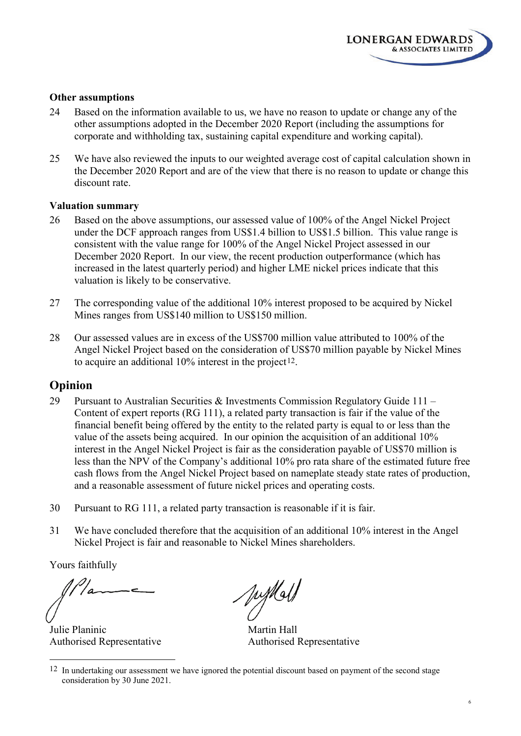### Other assumptions

24 Based on the information available to us, we have no reason to update or change any of the other assumptions adopted in the December 2020 Report (including the assumptions for corporate and withholding tax, sustaining capital expenditure and working capital).

25 We have also reviewed the inputs to our weighted average cost of capital calculation shown in the December 2020 Report and are of the view that there is no reason to update or change this discount rate.

### Valuation summary

26 Based on the above assumptions, our assessed value of 100% of the Angel Nickel Project under the DCF approach ranges from US$1.4 billion to US$1.5 billion. This value range is consistent with the value range for 100% of the Angel Nickel Project assessed in our December 2020 Report. In our view, the recent production outperformance (which has increased in the latest quarterly period) and higher LME nickel prices indicate that this valuation is likely to be conservative.

27 The corresponding value of the additional 10% interest proposed to be acquired by Nickel Mines ranges from US$140 million to US$150 million.

28 Our assessed values are in excess of the US$700 million value attributed to 100% of the Angel Nickel Project based on the consideration of US$70 million payable by Nickel Mines to acquire an additional 10% interest in the project[12].

## Opinion

29 Pursuant to Australian Securities & Investments Commission Regulatory Guide 111 – Content of expert reports (RG 111), a related party transaction is fair if the value of the financial benefit being offered by the entity to the related party is equal to or less than the value of the assets being acquired. In our opinion the acquisition of an additional 10% interest in the Angel Nickel Project is fair as the consideration payable of US$70 million is less than the NPV of the Company's additional 10% pro rata share of the estimated future free cash flows from the Angel Nickel Project based on nameplate steady state rates of production, and a reasonable assessment of future nickel prices and operating costs.

30 Pursuant to RG 111, a related party transaction is reasonable if it is fair.

31 We have concluded therefore that the acquisition of an additional 10% interest in the Angel Nickel Project is fair and reasonable to Nickel Mines shareholders.

Yours faithfully

Julie Planinic
Authorised Representative

Martin Hall
Authorised Representative

[12] In undertaking our assessment we have ignored the potential discount based on payment of the second stage consideration by 30 June 2021.